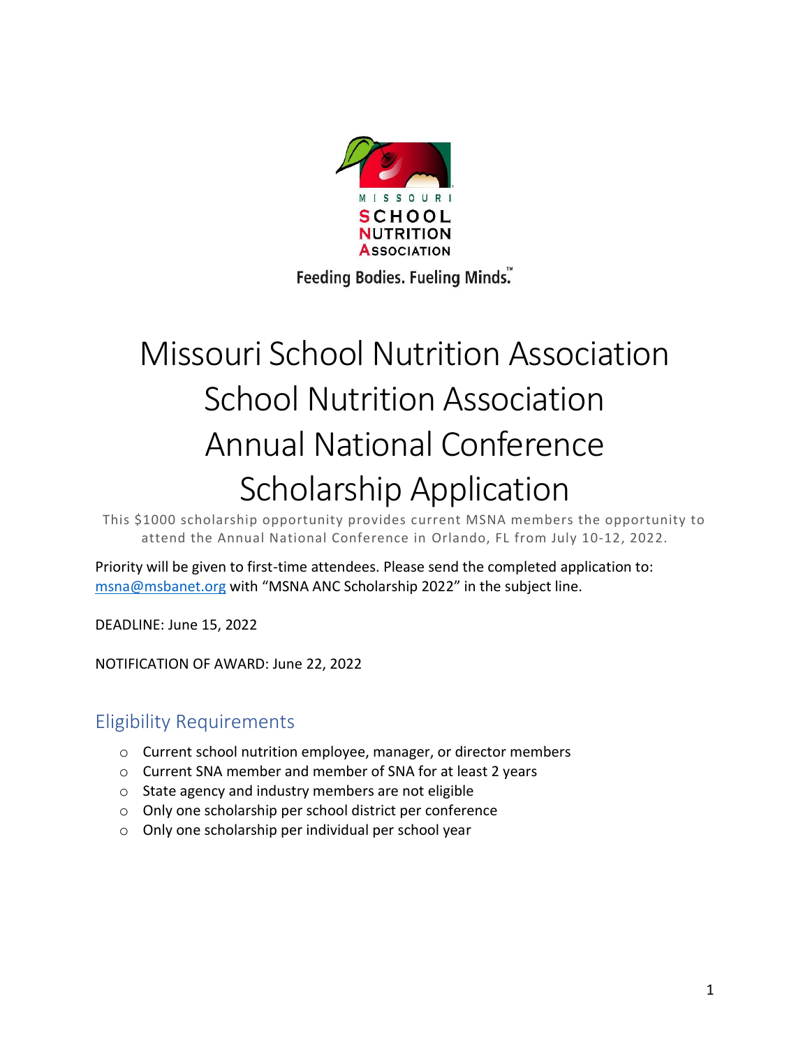MISSOURI SCHOOL NUTRITION ASSOCIATION

Feeding Bodies. Fueling Minds.™

# Missouri School Nutrition Association School Nutrition Association Annual National Conference Scholarship Application

This $1000 scholarship opportunity provides current MSNA members the opportunity to attend the Annual National Conference in Orlando, FL from July 10-12, 2022.

Priority will be given to first-time attendees. Please send the completed application to: msna@msbanet.org with "MSNA ANC Scholarship 2022" in the subject line.

DEADLINE: June 15, 2022

NOTIFICATION OF AWARD: June 22, 2022

## Eligibility Requirements

- Current school nutrition employee, manager, or director members
- Current SNA member and member of SNA for at least 2 years
- State agency and industry members are not eligible
- Only one scholarship per school district per conference
- Only one scholarship per individual per school year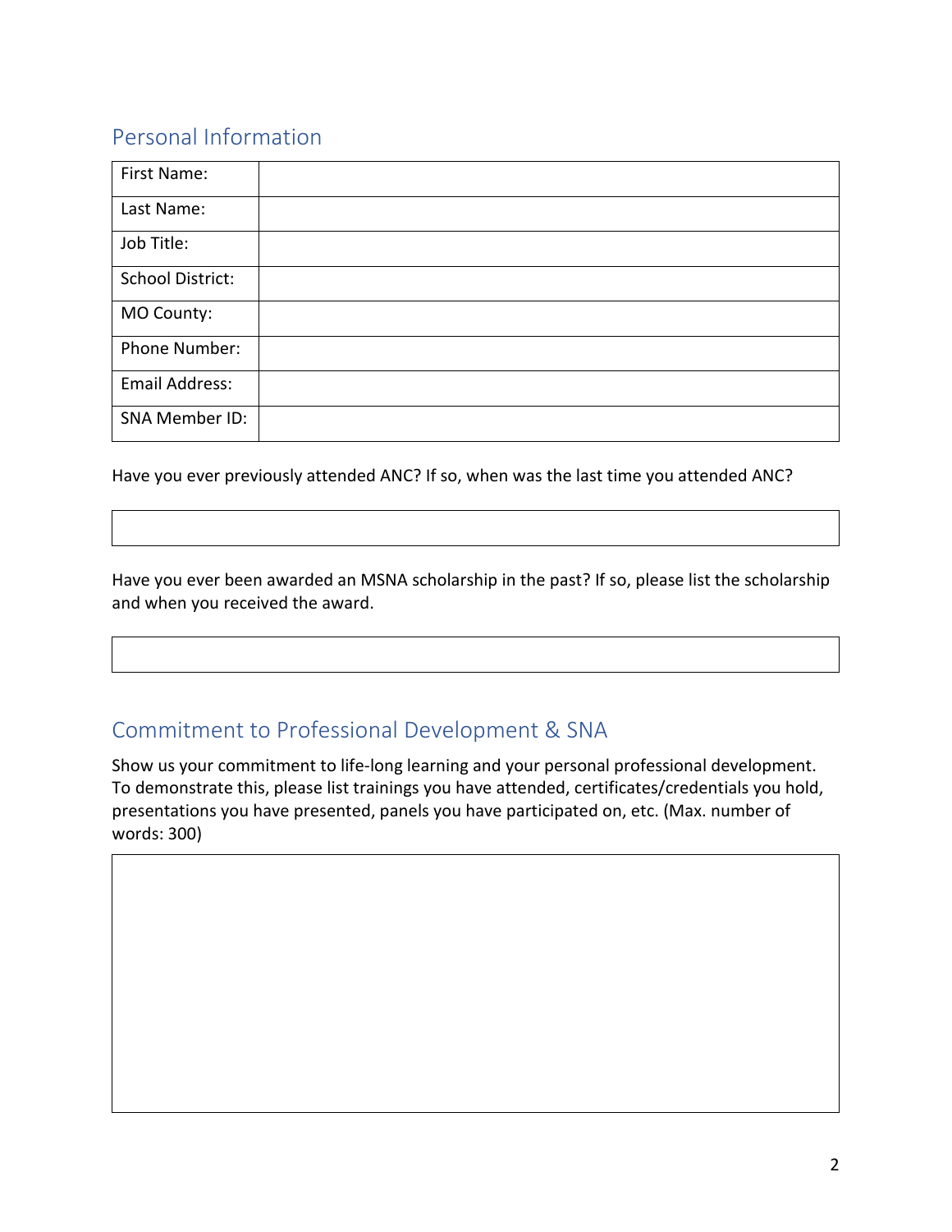## Personal Information

| | |
|---|---|
| First Name: | |
| Last Name: | |
| Job Title: | |
| School District: | |
| MO County: | |
| Phone Number: | |
| Email Address: | |
| SNA Member ID: | |

Have you ever previously attended ANC? If so, when was the last time you attended ANC?

Have you ever been awarded an MSNA scholarship in the past? If so, please list the scholarship and when you received the award.

## Commitment to Professional Development & SNA

Show us your commitment to life-long learning and your personal professional development. To demonstrate this, please list trainings you have attended, certificates/credentials you hold, presentations you have presented, panels you have participated on, etc. (Max. number of words: 300)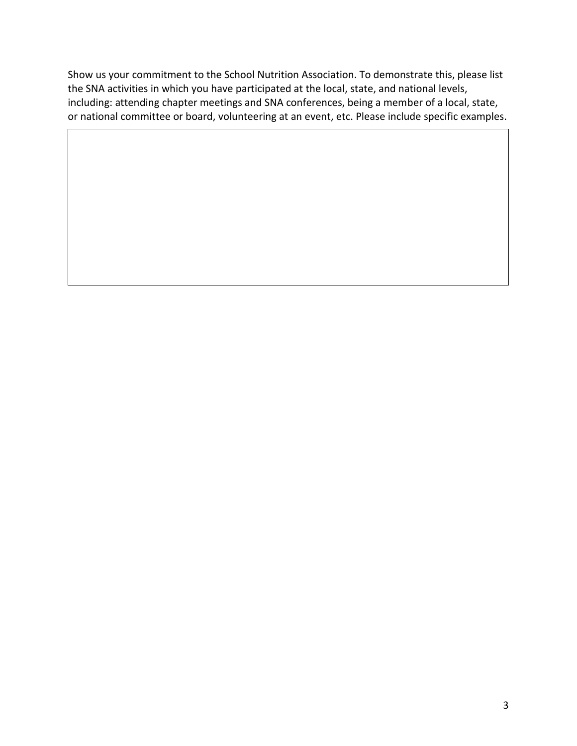Show us your commitment to the School Nutrition Association. To demonstrate this, please list the SNA activities in which you have participated at the local, state, and national levels, including: attending chapter meetings and SNA conferences, being a member of a local, state, or national committee or board, volunteering at an event, etc. Please include specific examples.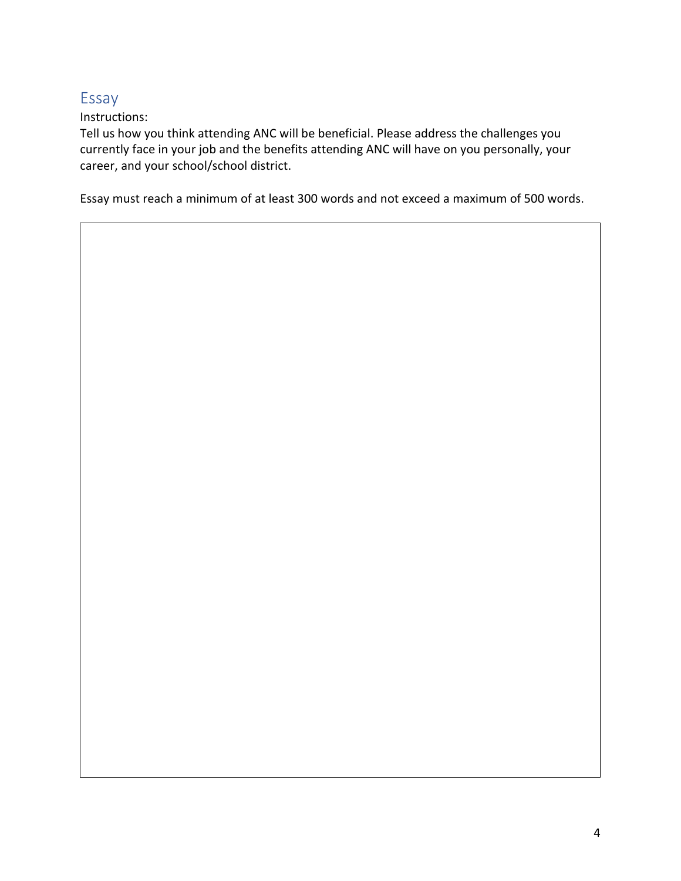## Essay

Instructions:

Tell us how you think attending ANC will be beneficial. Please address the challenges you currently face in your job and the benefits attending ANC will have on you personally, your career, and your school/school district.

Essay must reach a minimum of at least 300 words and not exceed a maximum of 500 words.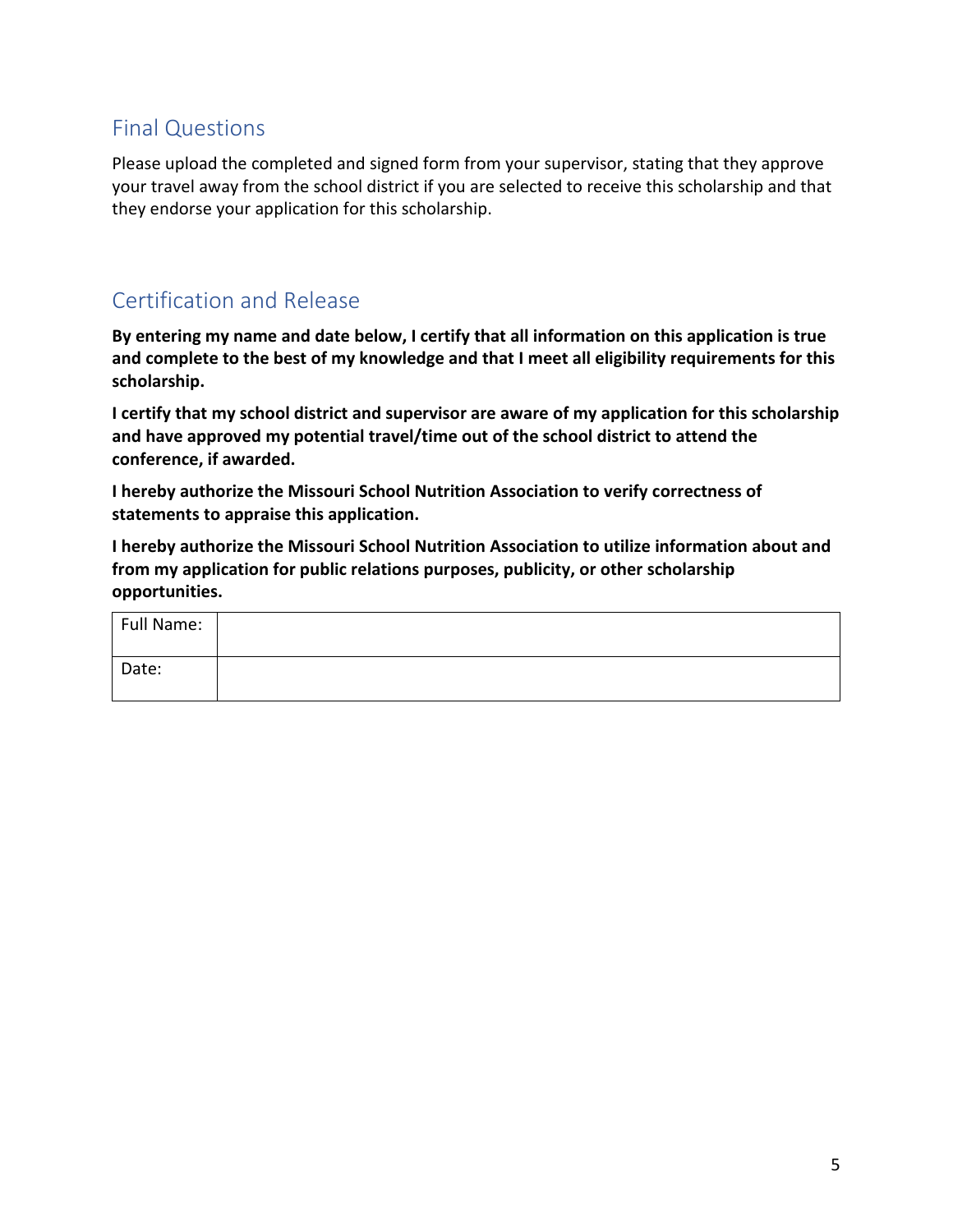## Final Questions

Please upload the completed and signed form from your supervisor, stating that they approve your travel away from the school district if you are selected to receive this scholarship and that they endorse your application for this scholarship.

## Certification and Release

**By entering my name and date below, I certify that all information on this application is true and complete to the best of my knowledge and that I meet all eligibility requirements for this scholarship.**

**I certify that my school district and supervisor are aware of my application for this scholarship and have approved my potential travel/time out of the school district to attend the conference, if awarded.**

**I hereby authorize the Missouri School Nutrition Association to verify correctness of statements to appraise this application.**

**I hereby authorize the Missouri School Nutrition Association to utilize information about and from my application for public relations purposes, publicity, or other scholarship opportunities.**

| | |
|---|---|
| Full Name: | |
| Date: | |